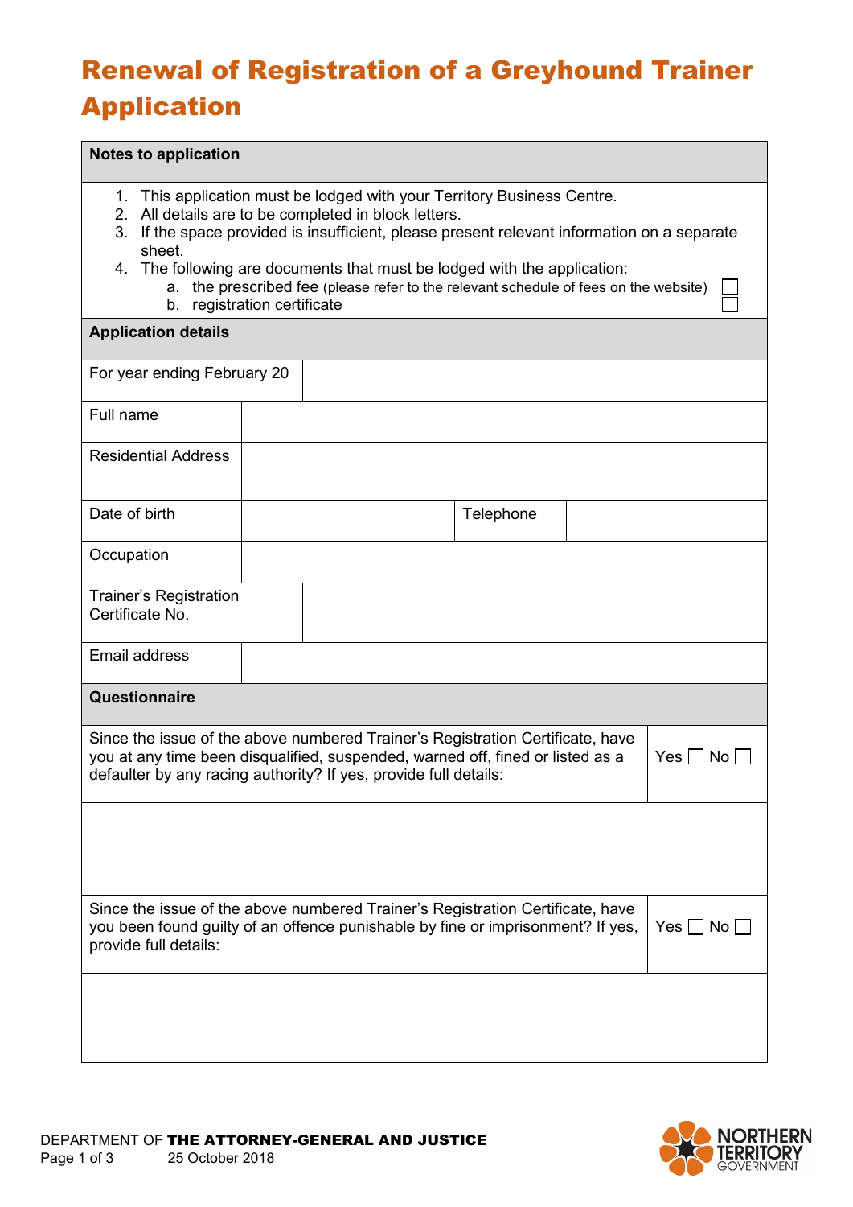# Renewal of Registration of a Greyhound Trainer Application

| **Notes to application** |
|---|
| 1. This application must be lodged with your Territory Business Centre.<br>2. All details are to be completed in block letters.<br>3. If the space provided is insufficient, please present relevant information on a separate sheet.<br>4. The following are documents that must be lodged with the application:<br>a. the prescribed fee (please refer to the relevant schedule of fees on the website) ☐<br>b. registration certificate ☐ |

| **Application details** | | | |
|---|---|---|---|
| For year ending February 20 | | | |
| Full name | | | |
| Residential Address | | | |
| Date of birth | | Telephone | |
| Occupation | | | |
| Trainer's Registration Certificate No. | | | |
| Email address | | | |

| **Questionnaire** | |
|---|---|
| Since the issue of the above numbered Trainer's Registration Certificate, have you at any time been disqualified, suspended, warned off, fined or listed as a defaulter by any racing authority? If yes, provide full details: | Yes ☐ No ☐ |
| | |
| Since the issue of the above numbered Trainer's Registration Certificate, have you been found guilty of an offence punishable by fine or imprisonment? If yes, provide full details: | Yes ☐ No ☐ |
| | |

DEPARTMENT OF **THE ATTORNEY-GENERAL AND JUSTICE**

25 October 2018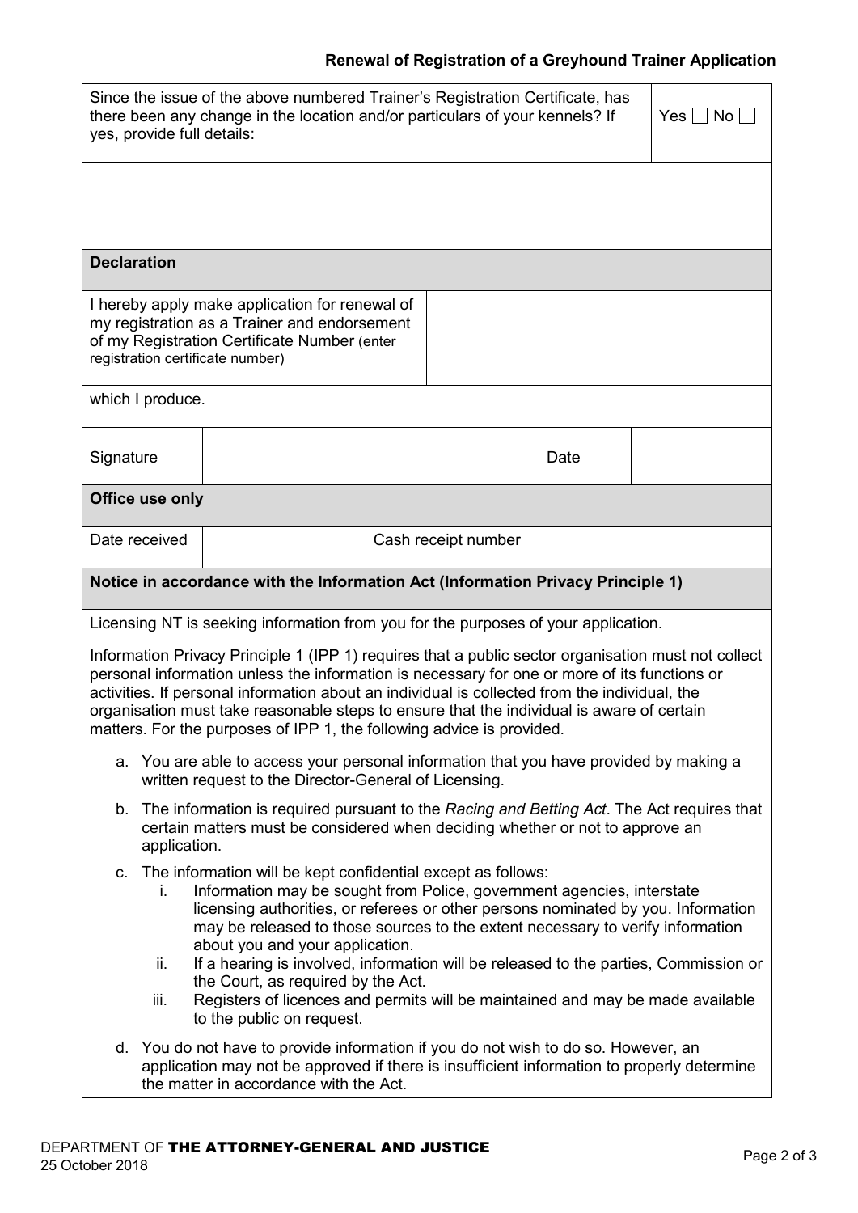| | |
|---|---|
| Since the issue of the above numbered Trainer's Registration Certificate, has there been any change in the location and/or particulars of your kennels? If yes, provide full details: | Yes ☐ No ☐ |
| | |

**Declaration**

| | |
|---|---|
| I hereby apply make application for renewal of my registration as a Trainer and endorsement of my Registration Certificate Number (enter registration certificate number) | |

which I produce.

| | | | |
|---|---|---|---|
| Signature | | Date | |

**Office use only**

| | | | |
|---|---|---|---|
| Date received | | Cash receipt number | |

**Notice in accordance with the Information Act (Information Privacy Principle 1)**

Licensing NT is seeking information from you for the purposes of your application.

Information Privacy Principle 1 (IPP 1) requires that a public sector organisation must not collect personal information unless the information is necessary for one or more of its functions or activities. If personal information about an individual is collected from the individual, the organisation must take reasonable steps to ensure that the individual is aware of certain matters. For the purposes of IPP 1, the following advice is provided.

a. You are able to access your personal information that you have provided by making a written request to the Director-General of Licensing.

b. The information is required pursuant to the *Racing and Betting Act*. The Act requires that certain matters must be considered when deciding whether or not to approve an application.

c. The information will be kept confidential except as follows:
   i. Information may be sought from Police, government agencies, interstate licensing authorities, or referees or other persons nominated by you. Information may be released to those sources to the extent necessary to verify information about you and your application.
   ii. If a hearing is involved, information will be released to the parties, Commission or the Court, as required by the Act.
   iii. Registers of licences and permits will be maintained and may be made available to the public on request.

d. You do not have to provide information if you do not wish to do so. However, an application may not be approved if there is insufficient information to properly determine the matter in accordance with the Act.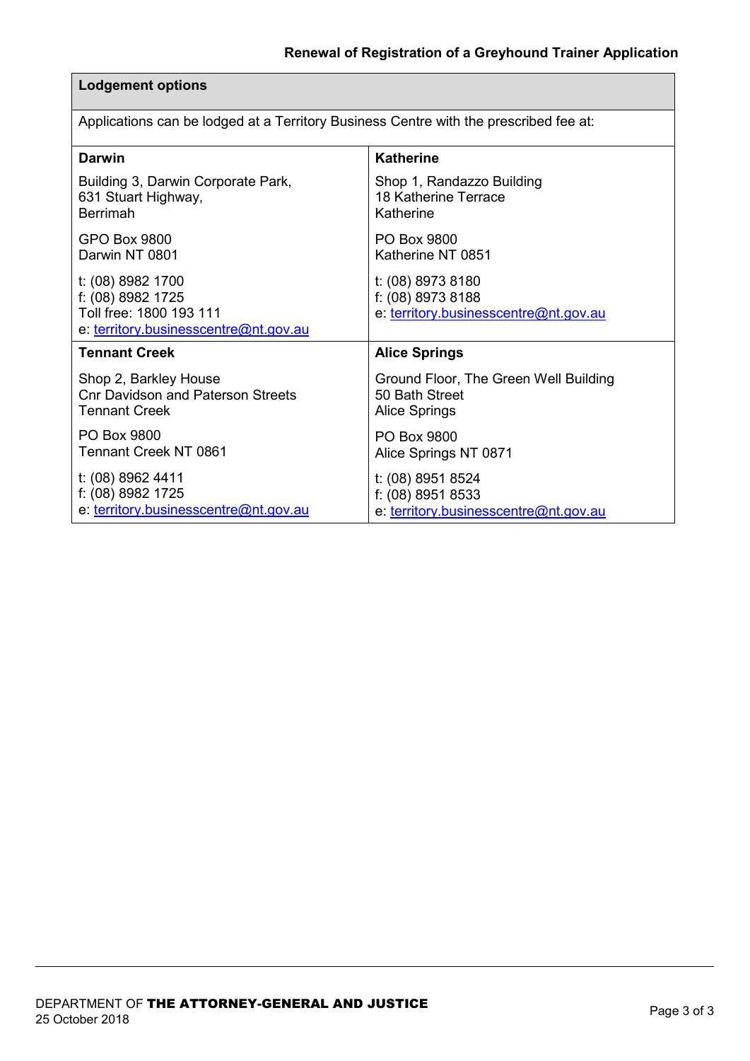## Lodgement options

Applications can be lodged at a Territory Business Centre with the prescribed fee at:

| | |
|---|---|
| **Darwin**<br><br>Building 3, Darwin Corporate Park,<br>631 Stuart Highway,<br>Berrimah<br><br>GPO Box 9800<br>Darwin NT 0801<br><br>t: (08) 8982 1700<br>f: (08) 8982 1725<br>Toll free: 1800 193 111<br>e: territory.businesscentre@nt.gov.au | **Katherine**<br><br>Shop 1, Randazzo Building<br>18 Katherine Terrace<br>Katherine<br><br>PO Box 9800<br>Katherine NT 0851<br><br>t: (08) 8973 8180<br>f: (08) 8973 8188<br>e: territory.businesscentre@nt.gov.au |
| **Tennant Creek**<br><br>Shop 2, Barkley House<br>Cnr Davidson and Paterson Streets<br>Tennant Creek<br><br>PO Box 9800<br>Tennant Creek NT 0861<br><br>t: (08) 8962 4411<br>f: (08) 8982 1725<br>e: territory.businesscentre@nt.gov.au | **Alice Springs**<br><br>Ground Floor, The Green Well Building<br>50 Bath Street<br>Alice Springs<br><br>PO Box 9800<br>Alice Springs NT 0871<br><br>t: (08) 8951 8524<br>f: (08) 8951 8533<br>e: territory.businesscentre@nt.gov.au |